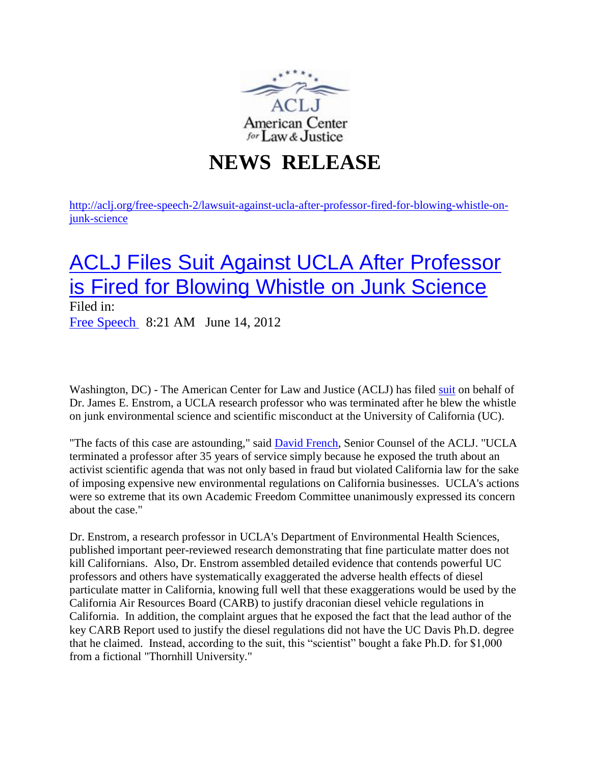ACLJ
American Center for Law & Justice

# NEWS RELEASE

http://aclj.org/free-speech-2/lawsuit-against-ucla-after-professor-fired-for-blowing-whistle-on-junk-science

## ACLJ Files Suit Against UCLA After Professor is Fired for Blowing Whistle on Junk Science

Filed in:
Free Speech 8:21 AM June 14, 2012

Washington, DC) - The American Center for Law and Justice (ACLJ) has filed suit on behalf of Dr. James E. Enstrom, a UCLA research professor who was terminated after he blew the whistle on junk environmental science and scientific misconduct at the University of California (UC).

"The facts of this case are astounding," said David French, Senior Counsel of the ACLJ. "UCLA terminated a professor after 35 years of service simply because he exposed the truth about an activist scientific agenda that was not only based in fraud but violated California law for the sake of imposing expensive new environmental regulations on California businesses. UCLA's actions were so extreme that its own Academic Freedom Committee unanimously expressed its concern about the case."

Dr. Enstrom, a research professor in UCLA's Department of Environmental Health Sciences, published important peer-reviewed research demonstrating that fine particulate matter does not kill Californians. Also, Dr. Enstrom assembled detailed evidence that contends powerful UC professors and others have systematically exaggerated the adverse health effects of diesel particulate matter in California, knowing full well that these exaggerations would be used by the California Air Resources Board (CARB) to justify draconian diesel vehicle regulations in California. In addition, the complaint argues that he exposed the fact that the lead author of the key CARB Report used to justify the diesel regulations did not have the UC Davis Ph.D. degree that he claimed. Instead, according to the suit, this "scientist" bought a fake Ph.D. for $1,000 from a fictional "Thornhill University."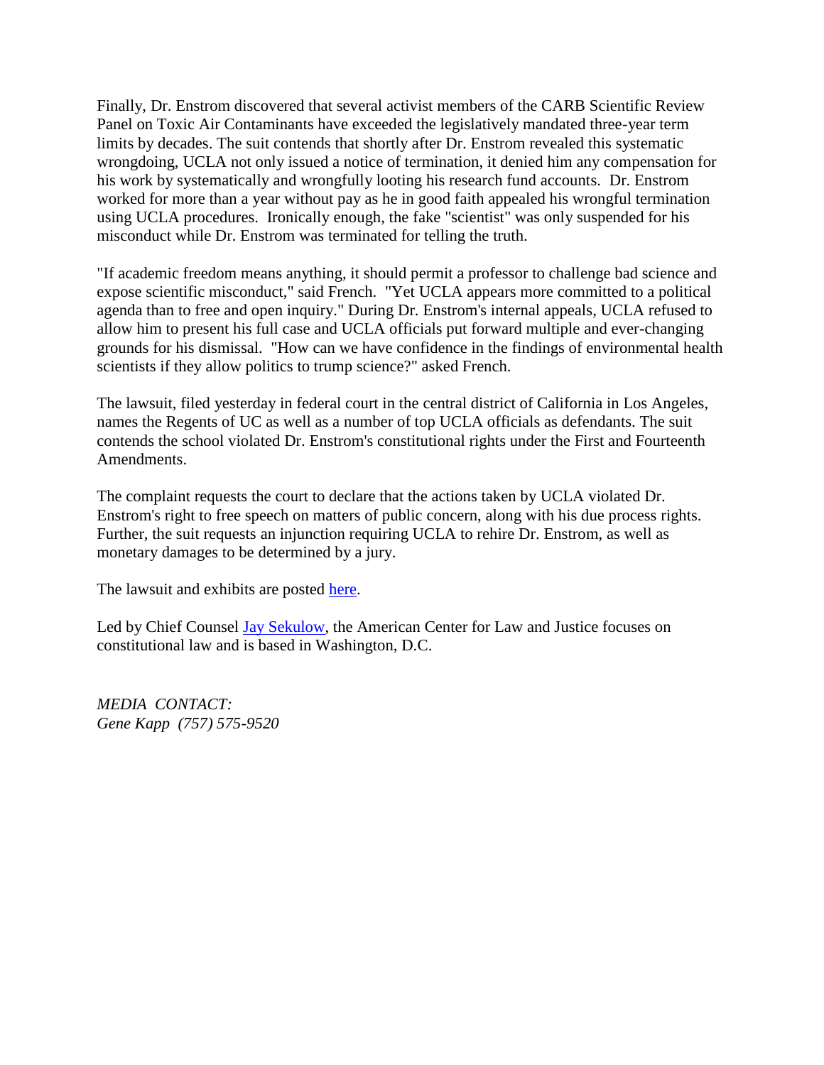Finally, Dr. Enstrom discovered that several activist members of the CARB Scientific Review Panel on Toxic Air Contaminants have exceeded the legislatively mandated three-year term limits by decades. The suit contends that shortly after Dr. Enstrom revealed this systematic wrongdoing, UCLA not only issued a notice of termination, it denied him any compensation for his work by systematically and wrongfully looting his research fund accounts. Dr. Enstrom worked for more than a year without pay as he in good faith appealed his wrongful termination using UCLA procedures. Ironically enough, the fake "scientist" was only suspended for his misconduct while Dr. Enstrom was terminated for telling the truth.

"If academic freedom means anything, it should permit a professor to challenge bad science and expose scientific misconduct," said French. "Yet UCLA appears more committed to a political agenda than to free and open inquiry." During Dr. Enstrom's internal appeals, UCLA refused to allow him to present his full case and UCLA officials put forward multiple and ever-changing grounds for his dismissal. "How can we have confidence in the findings of environmental health scientists if they allow politics to trump science?" asked French.

The lawsuit, filed yesterday in federal court in the central district of California in Los Angeles, names the Regents of UC as well as a number of top UCLA officials as defendants. The suit contends the school violated Dr. Enstrom's constitutional rights under the First and Fourteenth Amendments.

The complaint requests the court to declare that the actions taken by UCLA violated Dr. Enstrom's right to free speech on matters of public concern, along with his due process rights. Further, the suit requests an injunction requiring UCLA to rehire Dr. Enstrom, as well as monetary damages to be determined by a jury.

The lawsuit and exhibits are posted here.

Led by Chief Counsel Jay Sekulow, the American Center for Law and Justice focuses on constitutional law and is based in Washington, D.C.

*MEDIA CONTACT:*
*Gene Kapp (757) 575-9520*